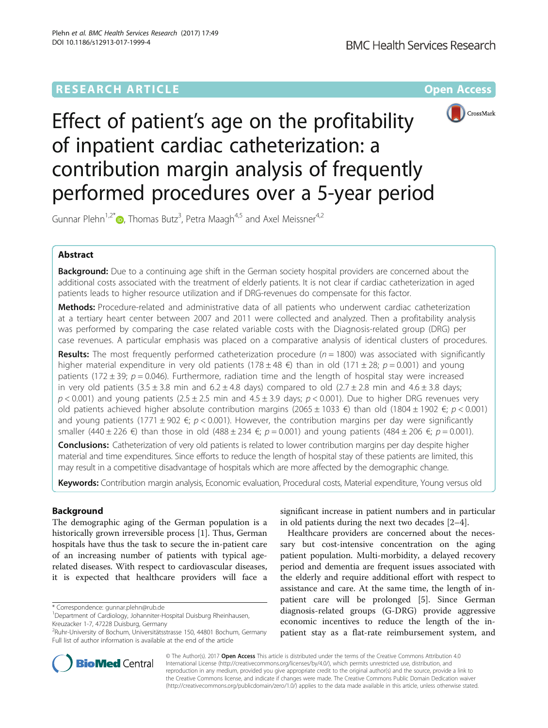RESEARCH ARTICLE

Open Access

# Effect of patient's age on the profitability of inpatient cardiac catheterization: a contribution margin analysis of frequently performed procedures over a 5-year period

Gunnar Plehn[1,2*], Thomas Butz[3], Petra Maagh[4,5] and Axel Meissner[4,2]

## Abstract

**Background:** Due to a continuing age shift in the German society hospital providers are concerned about the additional costs associated with the treatment of elderly patients. It is not clear if cardiac catheterization in aged patients leads to higher resource utilization and if DRG-revenues do compensate for this factor.

**Methods:** Procedure-related and administrative data of all patients who underwent cardiac catheterization at a tertiary heart center between 2007 and 2011 were collected and analyzed. Then a profitability analysis was performed by comparing the case related variable costs with the Diagnosis-related group (DRG) per case revenues. A particular emphasis was placed on a comparative analysis of identical clusters of procedures.

**Results:** The most frequently performed catheterization procedure ($n = 1800$) was associated with significantly higher material expenditure in very old patients (178 ± 48 €) than in old (171 ± 28; $p = 0.001$) and young patients (172 ± 39; $p = 0.046$). Furthermore, radiation time and the length of hospital stay were increased in very old patients (3.5 ± 3.8 min and 6.2 ± 4.8 days) compared to old (2.7 ± 2.8 min and 4.6 ± 3.8 days; $p < 0.001$) and young patients (2.5 ± 2.5 min and 4.5 ± 3.9 days; $p < 0.001$). Due to higher DRG revenues very old patients achieved higher absolute contribution margins (2065 ± 1033 €) than old (1804 ± 1902 €; $p < 0.001$) and young patients (1771 ± 902 €; $p < 0.001$). However, the contribution margins per day were significantly smaller (440 ± 226 €) than those in old (488 ± 234 €; $p = 0.001$) and young patients (484 ± 206 €; $p = 0.001$).

**Conclusions:** Catheterization of very old patients is related to lower contribution margins per day despite higher material and time expenditures. Since efforts to reduce the length of hospital stay of these patients are limited, this may result in a competitive disadvantage of hospitals which are more affected by the demographic change.

**Keywords:** Contribution margin analysis, Economic evaluation, Procedural costs, Material expenditure, Young versus old

## Background

The demographic aging of the German population is a historically grown irreversible process [1]. Thus, German hospitals have thus the task to secure the in-patient care of an increasing number of patients with typical age-related diseases. With respect to cardiovascular diseases, it is expected that healthcare providers will face a significant increase in patient numbers and in particular in old patients during the next two decades [2–4].

Healthcare providers are concerned about the necessary but cost-intensive concentration on the aging patient population. Multi-morbidity, a delayed recovery period and dementia are frequent issues associated with the elderly and require additional effort with respect to assistance and care. At the same time, the length of in-patient care will be prolonged [5]. Since German diagnosis-related groups (G-DRG) provide aggressive economic incentives to reduce the length of the in-patient stay as a flat-rate reimbursement system, and

\* Correspondence: gunnar.plehn@rub.de
[1]Department of Cardiology, Johanniter-Hospital Duisburg Rheinhausen, Kreuzacker 1-7, 47228 Duisburg, Germany
[2]Ruhr-University of Bochum, Universitätsstrasse 150, 44801 Bochum, Germany
Full list of author information is available at the end of the article

© The Author(s). 2017 **Open Access** This article is distributed under the terms of the Creative Commons Attribution 4.0 International License (http://creativecommons.org/licenses/by/4.0/), which permits unrestricted use, distribution, and reproduction in any medium, provided you give appropriate credit to the original author(s) and the source, provide a link to the Creative Commons license, and indicate if changes were made. The Creative Commons Public Domain Dedication waiver (http://creativecommons.org/publicdomain/zero/1.0/) applies to the data made available in this article, unless otherwise stated.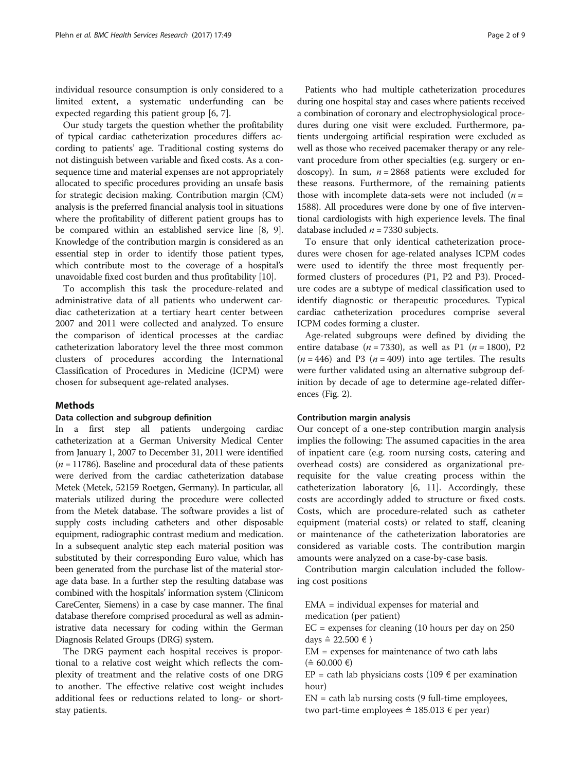individual resource consumption is only considered to a limited extent, a systematic underfunding can be expected regarding this patient group [6, 7].

Our study targets the question whether the profitability of typical cardiac catheterization procedures differs according to patients' age. Traditional costing systems do not distinguish between variable and fixed costs. As a consequence time and material expenses are not appropriately allocated to specific procedures providing an unsafe basis for strategic decision making. Contribution margin (CM) analysis is the preferred financial analysis tool in situations where the profitability of different patient groups has to be compared within an established service line [8, 9]. Knowledge of the contribution margin is considered as an essential step in order to identify those patient types, which contribute most to the coverage of a hospital's unavoidable fixed cost burden and thus profitability [10].

To accomplish this task the procedure-related and administrative data of all patients who underwent cardiac catheterization at a tertiary heart center between 2007 and 2011 were collected and analyzed. To ensure the comparison of identical processes at the cardiac catheterization laboratory level the three most common clusters of procedures according the International Classification of Procedures in Medicine (ICPM) were chosen for subsequent age-related analyses.

## Methods

### Data collection and subgroup definition

In a first step all patients undergoing cardiac catheterization at a German University Medical Center from January 1, 2007 to December 31, 2011 were identified ($n = 11786$). Baseline and procedural data of these patients were derived from the cardiac catheterization database Metek (Metek, 52159 Roetgen, Germany). In particular, all materials utilized during the procedure were collected from the Metek database. The software provides a list of supply costs including catheters and other disposable equipment, radiographic contrast medium and medication. In a subsequent analytic step each material position was substituted by their corresponding Euro value, which has been generated from the purchase list of the material storage data base. In a further step the resulting database was combined with the hospitals' information system (Clinicom CareCenter, Siemens) in a case by case manner. The final database therefore comprised procedural as well as administrative data necessary for coding within the German Diagnosis Related Groups (DRG) system.

The DRG payment each hospital receives is proportional to a relative cost weight which reflects the complexity of treatment and the relative costs of one DRG to another. The effective relative cost weight includes additional fees or reductions related to long- or short-stay patients.

Patients who had multiple catheterization procedures during one hospital stay and cases where patients received a combination of coronary and electrophysiological procedures during one visit were excluded. Furthermore, patients undergoing artificial respiration were excluded as well as those who received pacemaker therapy or any relevant procedure from other specialties (e.g. surgery or endoscopy). In sum, $n = 2868$ patients were excluded for these reasons. Furthermore, of the remaining patients those with incomplete data-sets were not included ($n = 1588$). All procedures were done by one of five interventional cardiologists with high experience levels. The final database included $n = 7330$ subjects.

To ensure that only identical catheterization procedures were chosen for age-related analyses ICPM codes were used to identify the three most frequently performed clusters of procedures (P1, P2 and P3). Procedure codes are a subtype of medical classification used to identify diagnostic or therapeutic procedures. Typical cardiac catheterization procedures comprise several ICPM codes forming a cluster.

Age-related subgroups were defined by dividing the entire database ($n = 7330$), as well as P1 ($n = 1800$), P2 ($n = 446$) and P3 ($n = 409$) into age tertiles. The results were further validated using an alternative subgroup definition by decade of age to determine age-related differences (Fig. 2).

### Contribution margin analysis

Our concept of a one-step contribution margin analysis implies the following: The assumed capacities in the area of inpatient care (e.g. room nursing costs, catering and overhead costs) are considered as organizational prerequisite for the value creating process within the catheterization laboratory [6, 11]. Accordingly, these costs are accordingly added to structure or fixed costs. Costs, which are procedure-related such as catheter equipment (material costs) or related to staff, cleaning or maintenance of the catheterization laboratories are considered as variable costs. The contribution margin amounts were analyzed on a case-by-case basis.

Contribution margin calculation included the following cost positions

EMA = individual expenses for material and medication (per patient)
EC = expenses for cleaning (10 hours per day on 250 days ≙ 22.500 € )
EM = expenses for maintenance of two cath labs (≙ 60.000 €)
EP = cath lab physicians costs (109 € per examination hour)
EN = cath lab nursing costs (9 full-time employees, two part-time employees ≙ 185.013 € per year)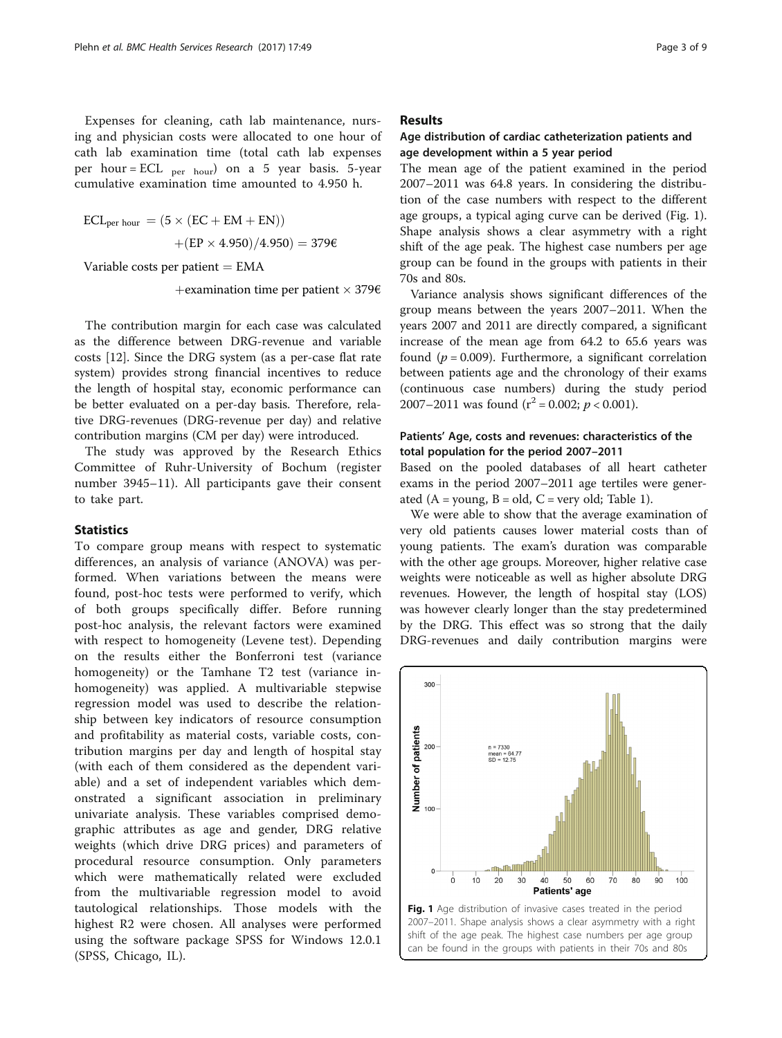Expenses for cleaning, cath lab maintenance, nursing and physician costs were allocated to one hour of cath lab examination time (total cath lab expenses per hour = $ECL_{per\ hour}$) on a 5 year basis. 5-year cumulative examination time amounted to 4.950 h.

$$ECL_{per\ hour} = (5 \times (EC + EM + EN)) + (EP \times 4.950)/4.950) = 379€$$

$$\text{Variable costs per patient} = EMA + \text{examination time per patient} \times 379€$$

The contribution margin for each case was calculated as the difference between DRG-revenue and variable costs [12]. Since the DRG system (as a per-case flat rate system) provides strong financial incentives to reduce the length of hospital stay, economic performance can be better evaluated on a per-day basis. Therefore, relative DRG-revenues (DRG-revenue per day) and relative contribution margins (CM per day) were introduced.

The study was approved by the Research Ethics Committee of Ruhr-University of Bochum (register number 3945–11). All participants gave their consent to take part.

## Statistics

To compare group means with respect to systematic differences, an analysis of variance (ANOVA) was performed. When variations between the means were found, post-hoc tests were performed to verify, which of both groups specifically differ. Before running post-hoc analysis, the relevant factors were examined with respect to homogeneity (Levene test). Depending on the results either the Bonferroni test (variance homogeneity) or the Tamhane T2 test (variance inhomogeneity) was applied. A multivariable stepwise regression model was used to describe the relationship between key indicators of resource consumption and profitability as material costs, variable costs, contribution margins per day and length of hospital stay (with each of them considered as the dependent variable) and a set of independent variables which demonstrated a significant association in preliminary univariate analysis. These variables comprised demographic attributes as age and gender, DRG relative weights (which drive DRG prices) and parameters of procedural resource consumption. Only parameters which were mathematically related were excluded from the multivariable regression model to avoid tautological relationships. Those models with the highest R2 were chosen. All analyses were performed using the software package SPSS for Windows 12.0.1 (SPSS, Chicago, IL).

## Results

### Age distribution of cardiac catheterization patients and age development within a 5 year period

The mean age of the patient examined in the period 2007–2011 was 64.8 years. In considering the distribution of the case numbers with respect to the different age groups, a typical aging curve can be derived (Fig. 1). Shape analysis shows a clear asymmetry with a right shift of the age peak. The highest case numbers per age group can be found in the groups with patients in their 70s and 80s.

Variance analysis shows significant differences of the group means between the years 2007–2011. When the years 2007 and 2011 are directly compared, a significant increase of the mean age from 64.2 to 65.6 years was found ($p = 0.009$). Furthermore, a significant correlation between patients age and the chronology of their exams (continuous case numbers) during the study period 2007–2011 was found ($r^2 = 0.002$; $p < 0.001$).

### Patients' Age, costs and revenues: characteristics of the total population for the period 2007–2011

Based on the pooled databases of all heart catheter exams in the period 2007–2011 age tertiles were generated (A = young, B = old, C = very old; Table 1).

We were able to show that the average examination of very old patients causes lower material costs than of young patients. The exam's duration was comparable with the other age groups. Moreover, higher relative case weights were noticeable as well as higher absolute DRG revenues. However, the length of hospital stay (LOS) was however clearly longer than the stay predetermined by the DRG. This effect was so strong that the daily DRG-revenues and daily contribution margins were

**Fig. 1** Age distribution of invasive cases treated in the period 2007–2011. Shape analysis shows a clear asymmetry with a right shift of the age peak. The highest case numbers per age group can be found in the groups with patients in their 70s and 80s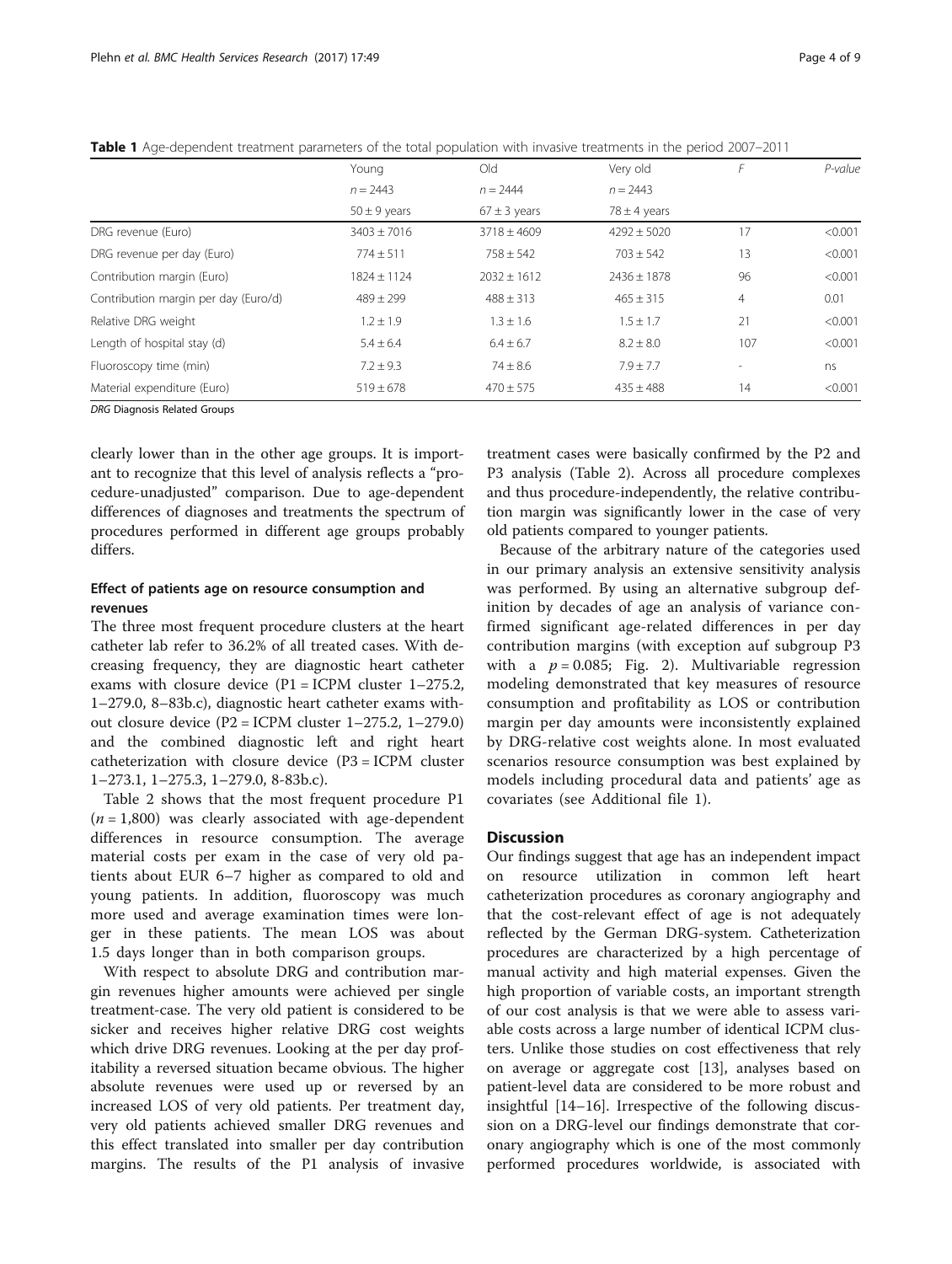**Table 1** Age-dependent treatment parameters of the total population with invasive treatments in the period 2007–2011

| | Young | Old | Very old | *F* | *P-value* |
|---|---|---|---|---|---|
| | $n = 2443$ | $n = 2444$ | $n = 2443$ | | |
| | 50 ± 9 years | 67 ± 3 years | 78 ± 4 years | | |
| DRG revenue (Euro) | 3403 ± 7016 | 3718 ± 4609 | 4292 ± 5020 | 17 | <0.001 |
| DRG revenue per day (Euro) | 774 ± 511 | 758 ± 542 | 703 ± 542 | 13 | <0.001 |
| Contribution margin (Euro) | 1824 ± 1124 | 2032 ± 1612 | 2436 ± 1878 | 96 | <0.001 |
| Contribution margin per day (Euro/d) | 489 ± 299 | 488 ± 313 | 465 ± 315 | 4 | 0.01 |
| Relative DRG weight | 1.2 ± 1.9 | 1.3 ± 1.6 | 1.5 ± 1.7 | 21 | <0.001 |
| Length of hospital stay (d) | 5.4 ± 6.4 | 6.4 ± 6.7 | 8.2 ± 8.0 | 107 | <0.001 |
| Fluoroscopy time (min) | 7.2 ± 9.3 | 74 ± 8.6 | 7.9 ± 7.7 | - | ns |
| Material expenditure (Euro) | 519 ± 678 | 470 ± 575 | 435 ± 488 | 14 | <0.001 |

*DRG* Diagnosis Related Groups

clearly lower than in the other age groups. It is important to recognize that this level of analysis reflects a "procedure-unadjusted" comparison. Due to age-dependent differences of diagnoses and treatments the spectrum of procedures performed in different age groups probably differs.

### Effect of patients age on resource consumption and revenues

The three most frequent procedure clusters at the heart catheter lab refer to 36.2% of all treated cases. With decreasing frequency, they are diagnostic heart catheter exams with closure device (P1 = ICPM cluster 1–275.2, 1–279.0, 8–83b.c), diagnostic heart catheter exams without closure device (P2 = ICPM cluster 1–275.2, 1–279.0) and the combined diagnostic left and right heart catheterization with closure device (P3 = ICPM cluster 1–273.1, 1–275.3, 1–279.0, 8-83b.c).

Table 2 shows that the most frequent procedure P1 ($n = 1,800$) was clearly associated with age-dependent differences in resource consumption. The average material costs per exam in the case of very old patients about EUR 6–7 higher as compared to old and young patients. In addition, fluoroscopy was much more used and average examination times were longer in these patients. The mean LOS was about 1.5 days longer than in both comparison groups.

With respect to absolute DRG and contribution margin revenues higher amounts were achieved per single treatment-case. The very old patient is considered to be sicker and receives higher relative DRG cost weights which drive DRG revenues. Looking at the per day profitability a reversed situation became obvious. The higher absolute revenues were used up or reversed by an increased LOS of very old patients. Per treatment day, very old patients achieved smaller DRG revenues and this effect translated into smaller per day contribution margins. The results of the P1 analysis of invasive treatment cases were basically confirmed by the P2 and P3 analysis (Table 2). Across all procedure complexes and thus procedure-independently, the relative contribution margin was significantly lower in the case of very old patients compared to younger patients.

Because of the arbitrary nature of the categories used in our primary analysis an extensive sensitivity analysis was performed. By using an alternative subgroup definition by decades of age an analysis of variance confirmed significant age-related differences in per day contribution margins (with exception auf subgroup P3 with a $p = 0.085$; Fig. 2). Multivariable regression modeling demonstrated that key measures of resource consumption and profitability as LOS or contribution margin per day amounts were inconsistently explained by DRG-relative cost weights alone. In most evaluated scenarios resource consumption was best explained by models including procedural data and patients' age as covariates (see Additional file 1).

## Discussion

Our findings suggest that age has an independent impact on resource utilization in common left heart catheterization procedures as coronary angiography and that the cost-relevant effect of age is not adequately reflected by the German DRG-system. Catheterization procedures are characterized by a high percentage of manual activity and high material expenses. Given the high proportion of variable costs, an important strength of our cost analysis is that we were able to assess variable costs across a large number of identical ICPM clusters. Unlike those studies on cost effectiveness that rely on average or aggregate cost [13], analyses based on patient-level data are considered to be more robust and insightful [14–16]. Irrespective of the following discussion on a DRG-level our findings demonstrate that coronary angiography which is one of the most commonly performed procedures worldwide, is associated with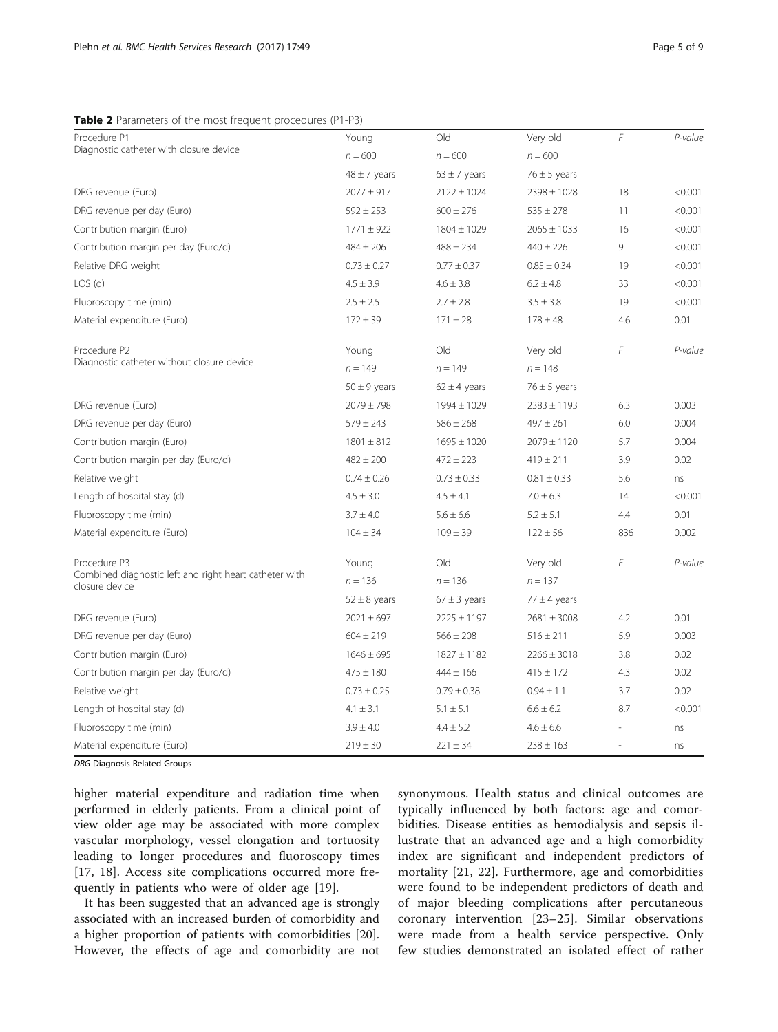**Table 2** Parameters of the most frequent procedures (P1-P3)

| Procedure P1<br>Diagnostic catheter with closure device | Young | Old | Very old | *F* | *P*-value |
|---|---|---|---|---|---|
| | *n* = 600 | *n* = 600 | *n* = 600 | | |
| | 48 ± 7 years | 63 ± 7 years | 76 ± 5 years | | |
| DRG revenue (Euro) | 2077 ± 917 | 2122 ± 1024 | 2398 ± 1028 | 18 | <0.001 |
| DRG revenue per day (Euro) | 592 ± 253 | 600 ± 276 | 535 ± 278 | 11 | <0.001 |
| Contribution margin (Euro) | 1771 ± 922 | 1804 ± 1029 | 2065 ± 1033 | 16 | <0.001 |
| Contribution margin per day (Euro/d) | 484 ± 206 | 488 ± 234 | 440 ± 226 | 9 | <0.001 |
| Relative DRG weight | 0.73 ± 0.27 | 0.77 ± 0.37 | 0.85 ± 0.34 | 19 | <0.001 |
| LOS (d) | 4.5 ± 3.9 | 4.6 ± 3.8 | 6.2 ± 4.8 | 33 | <0.001 |
| Fluoroscopy time (min) | 2.5 ± 2.5 | 2.7 ± 2.8 | 3.5 ± 3.8 | 19 | <0.001 |
| Material expenditure (Euro) | 172 ± 39 | 171 ± 28 | 178 ± 48 | 4.6 | 0.01 |
| **Procedure P2**<br>Diagnostic catheter without closure device | Young | Old | Very old | *F* | *P*-value |
| | *n* = 149 | *n* = 149 | *n* = 148 | | |
| | 50 ± 9 years | 62 ± 4 years | 76 ± 5 years | | |
| DRG revenue (Euro) | 2079 ± 798 | 1994 ± 1029 | 2383 ± 1193 | 6.3 | 0.003 |
| DRG revenue per day (Euro) | 579 ± 243 | 586 ± 268 | 497 ± 261 | 6.0 | 0.004 |
| Contribution margin (Euro) | 1801 ± 812 | 1695 ± 1020 | 2079 ± 1120 | 5.7 | 0.004 |
| Contribution margin per day (Euro/d) | 482 ± 200 | 472 ± 223 | 419 ± 211 | 3.9 | 0.02 |
| Relative weight | 0.74 ± 0.26 | 0.73 ± 0.33 | 0.81 ± 0.33 | 5.6 | ns |
| Length of hospital stay (d) | 4.5 ± 3.0 | 4.5 ± 4.1 | 7.0 ± 6.3 | 14 | <0.001 |
| Fluoroscopy time (min) | 3.7 ± 4.0 | 5.6 ± 6.6 | 5.2 ± 5.1 | 4.4 | 0.01 |
| Material expenditure (Euro) | 104 ± 34 | 109 ± 39 | 122 ± 56 | 836 | 0.002 |
| **Procedure P3**<br>Combined diagnostic left and right heart catheter with closure device | Young | Old | Very old | *F* | *P*-value |
| | *n* = 136 | *n* = 136 | *n* = 137 | | |
| | 52 ± 8 years | 67 ± 3 years | 77 ± 4 years | | |
| DRG revenue (Euro) | 2021 ± 697 | 2225 ± 1197 | 2681 ± 3008 | 4.2 | 0.01 |
| DRG revenue per day (Euro) | 604 ± 219 | 566 ± 208 | 516 ± 211 | 5.9 | 0.003 |
| Contribution margin (Euro) | 1646 ± 695 | 1827 ± 1182 | 2266 ± 3018 | 3.8 | 0.02 |
| Contribution margin per day (Euro/d) | 475 ± 180 | 444 ± 166 | 415 ± 172 | 4.3 | 0.02 |
| Relative weight | 0.73 ± 0.25 | 0.79 ± 0.38 | 0.94 ± 1.1 | 3.7 | 0.02 |
| Length of hospital stay (d) | 4.1 ± 3.1 | 5.1 ± 5.1 | 6.6 ± 6.2 | 8.7 | <0.001 |
| Fluoroscopy time (min) | 3.9 ± 4.0 | 4.4 ± 5.2 | 4.6 ± 6.6 | - | ns |
| Material expenditure (Euro) | 219 ± 30 | 221 ± 34 | 238 ± 163 | - | ns |

*DRG* Diagnosis Related Groups

higher material expenditure and radiation time when performed in elderly patients. From a clinical point of view older age may be associated with more complex vascular morphology, vessel elongation and tortuosity leading to longer procedures and fluoroscopy times [17, 18]. Access site complications occurred more frequently in patients who were of older age [19].

It has been suggested that an advanced age is strongly associated with an increased burden of comorbidity and a higher proportion of patients with comorbidities [20]. However, the effects of age and comorbidity are not synonymous. Health status and clinical outcomes are typically influenced by both factors: age and comorbidities. Disease entities as hemodialysis and sepsis illustrate that an advanced age and a high comorbidity index are significant and independent predictors of mortality [21, 22]. Furthermore, age and comorbidities were found to be independent predictors of death and of major bleeding complications after percutaneous coronary intervention [23–25]. Similar observations were made from a health service perspective. Only few studies demonstrated an isolated effect of rather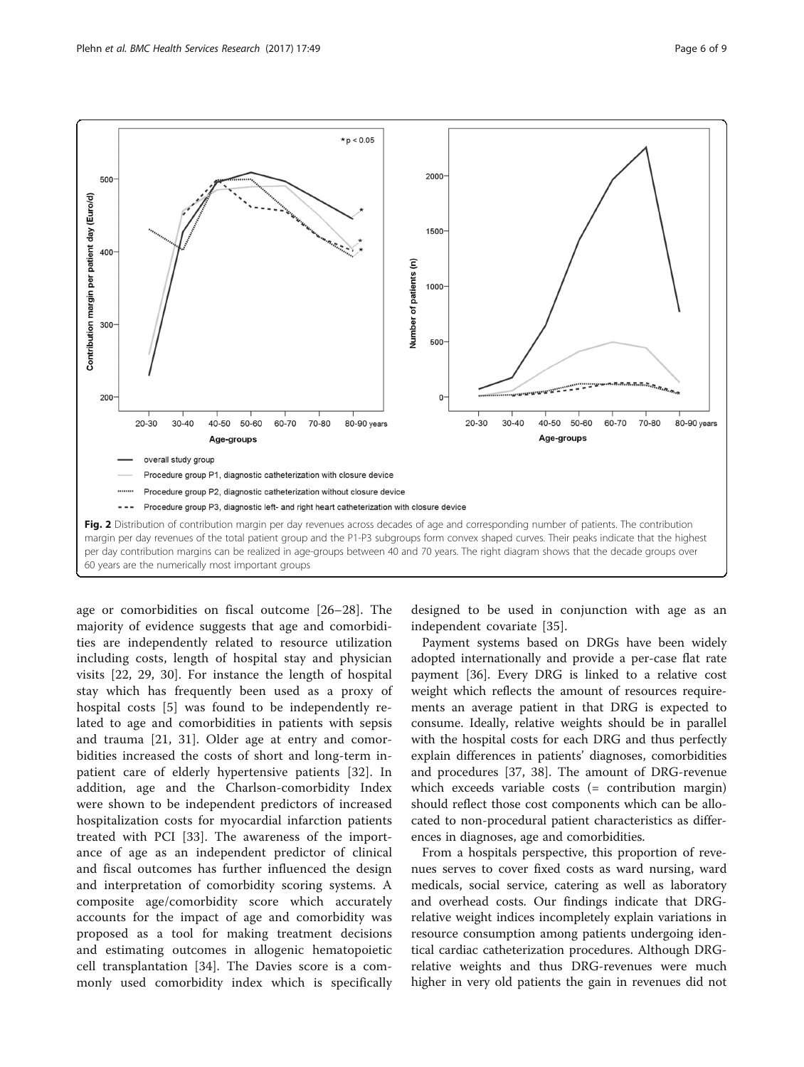**Fig. 2** Distribution of contribution margin per day revenues across decades of age and corresponding number of patients. The contribution margin per day revenues of the total patient group and the P1-P3 subgroups form convex shaped curves. Their peaks indicate that the highest per day contribution margins can be realized in age-groups between 40 and 70 years. The right diagram shows that the decade groups over 60 years are the numerically most important groups

age or comorbidities on fiscal outcome [26–28]. The majority of evidence suggests that age and comorbidities are independently related to resource utilization including costs, length of hospital stay and physician visits [22, 29, 30]. For instance the length of hospital stay which has frequently been used as a proxy of hospital costs [5] was found to be independently related to age and comorbidities in patients with sepsis and trauma [21, 31]. Older age at entry and comorbidities increased the costs of short and long-term inpatient care of elderly hypertensive patients [32]. In addition, age and the Charlson-comorbidity Index were shown to be independent predictors of increased hospitalization costs for myocardial infarction patients treated with PCI [33]. The awareness of the importance of age as an independent predictor of clinical and fiscal outcomes has further influenced the design and interpretation of comorbidity scoring systems. A composite age/comorbidity score which accurately accounts for the impact of age and comorbidity was proposed as a tool for making treatment decisions and estimating outcomes in allogenic hematopoietic cell transplantation [34]. The Davies score is a commonly used comorbidity index which is specifically designed to be used in conjunction with age as an independent covariate [35].

Payment systems based on DRGs have been widely adopted internationally and provide a per-case flat rate payment [36]. Every DRG is linked to a relative cost weight which reflects the amount of resources requirements an average patient in that DRG is expected to consume. Ideally, relative weights should be in parallel with the hospital costs for each DRG and thus perfectly explain differences in patients' diagnoses, comorbidities and procedures [37, 38]. The amount of DRG-revenue which exceeds variable costs (= contribution margin) should reflect those cost components which can be allocated to non-procedural patient characteristics as differences in diagnoses, age and comorbidities.

From a hospitals perspective, this proportion of revenues serves to cover fixed costs as ward nursing, ward medicals, social service, catering as well as laboratory and overhead costs. Our findings indicate that DRG-relative weight indices incompletely explain variations in resource consumption among patients undergoing identical cardiac catheterization procedures. Although DRG-relative weights and thus DRG-revenues were much higher in very old patients the gain in revenues did not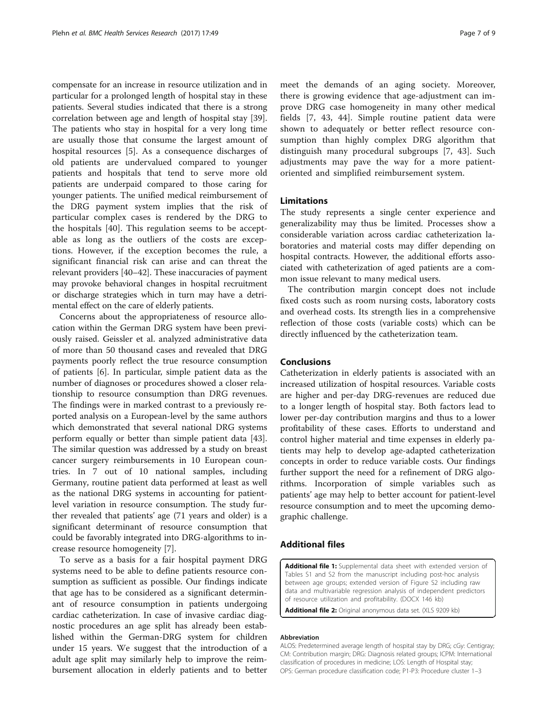compensate for an increase in resource utilization and in particular for a prolonged length of hospital stay in these patients. Several studies indicated that there is a strong correlation between age and length of hospital stay [39]. The patients who stay in hospital for a very long time are usually those that consume the largest amount of hospital resources [5]. As a consequence discharges of old patients are undervalued compared to younger patients and hospitals that tend to serve more old patients are underpaid compared to those caring for younger patients. The unified medical reimbursement of the DRG payment system implies that the risk of particular complex cases is rendered by the DRG to the hospitals [40]. This regulation seems to be acceptable as long as the outliers of the costs are exceptions. However, if the exception becomes the rule, a significant financial risk can arise and can threat the relevant providers [40–42]. These inaccuracies of payment may provoke behavioral changes in hospital recruitment or discharge strategies which in turn may have a detrimental effect on the care of elderly patients.

Concerns about the appropriateness of resource allocation within the German DRG system have been previously raised. Geissler et al. analyzed administrative data of more than 50 thousand cases and revealed that DRG payments poorly reflect the true resource consumption of patients [6]. In particular, simple patient data as the number of diagnoses or procedures showed a closer relationship to resource consumption than DRG revenues. The findings were in marked contrast to a previously reported analysis on a European-level by the same authors which demonstrated that several national DRG systems perform equally or better than simple patient data [43]. The similar question was addressed by a study on breast cancer surgery reimbursements in 10 European countries. In 7 out of 10 national samples, including Germany, routine patient data performed at least as well as the national DRG systems in accounting for patient-level variation in resource consumption. The study further revealed that patients' age (71 years and older) is a significant determinant of resource consumption that could be favorably integrated into DRG-algorithms to increase resource homogeneity [7].

To serve as a basis for a fair hospital payment DRG systems need to be able to define patients resource consumption as sufficient as possible. Our findings indicate that age has to be considered as a significant determinant of resource consumption in patients undergoing cardiac catheterization. In case of invasive cardiac diagnostic procedures an age split has already been established within the German-DRG system for children under 15 years. We suggest that the introduction of a adult age split may similarly help to improve the reimbursement allocation in elderly patients and to better meet the demands of an aging society. Moreover, there is growing evidence that age-adjustment can improve DRG case homogeneity in many other medical fields [7, 43, 44]. Simple routine patient data were shown to adequately or better reflect resource consumption than highly complex DRG algorithm that distinguish many procedural subgroups [7, 43]. Such adjustments may pave the way for a more patient-oriented and simplified reimbursement system.

## Limitations

The study represents a single center experience and generalizability may thus be limited. Processes show a considerable variation across cardiac catheterization laboratories and material costs may differ depending on hospital contracts. However, the additional efforts associated with catheterization of aged patients are a common issue relevant to many medical users.

The contribution margin concept does not include fixed costs such as room nursing costs, laboratory costs and overhead costs. Its strength lies in a comprehensive reflection of those costs (variable costs) which can be directly influenced by the catheterization team.

## Conclusions

Catheterization in elderly patients is associated with an increased utilization of hospital resources. Variable costs are higher and per-day DRG-revenues are reduced due to a longer length of hospital stay. Both factors lead to lower per-day contribution margins and thus to a lower profitability of these cases. Efforts to understand and control higher material and time expenses in elderly patients may help to develop age-adapted catheterization concepts in order to reduce variable costs. Our findings further support the need for a refinement of DRG algorithms. Incorporation of simple variables such as patients' age may help to better account for patient-level resource consumption and to meet the upcoming demographic challenge.

## Additional files

**Additional file 1:** Supplemental data sheet with extended version of Tables S1 and S2 from the manuscript including post-hoc analysis between age groups; extended version of Figure S2 including raw data and multivariable regression analysis of independent predictors of resource utilization and profitability. (DOCX 146 kb)

**Additional file 2:** Original anonymous data set. (XLS 9209 kb)

#### Abbreviation

ALOS: Predetermined average length of hospital stay by DRG; cGy: Centigray; CM: Contribution margin; DRG: Diagnosis related groups; ICPM: International classification of procedures in medicine; LOS: Length of Hospital stay; OPS: German procedure classification code; P1-P3: Procedure cluster 1–3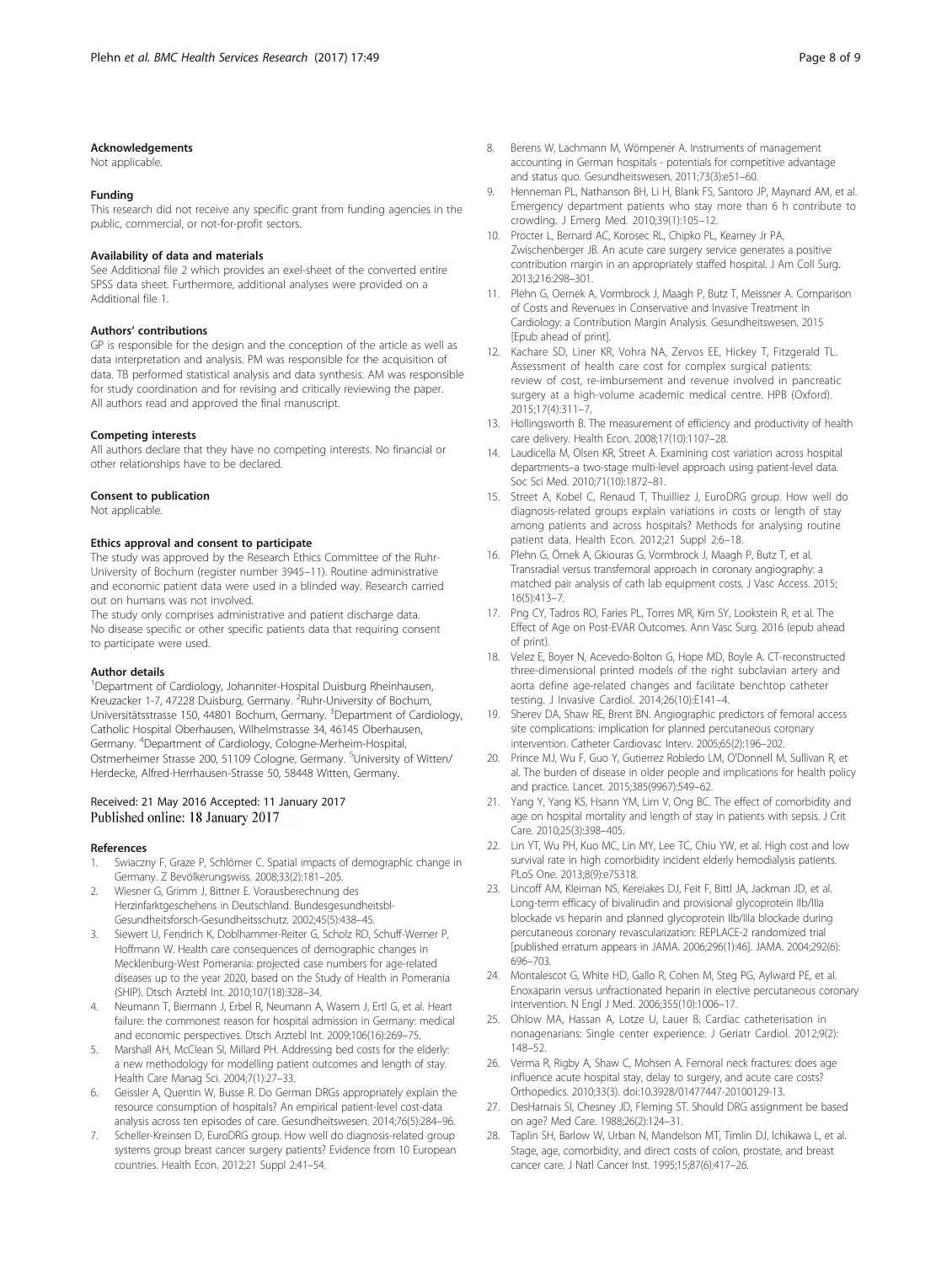### Acknowledgements

Not applicable.

### Funding

This research did not receive any specific grant from funding agencies in the public, commercial, or not-for-profit sectors.

### Availability of data and materials

See Additional file 2 which provides an exel-sheet of the converted entire SPSS data sheet. Furthermore, additional analyses were provided on a Additional file 1.

### Authors' contributions

GP is responsible for the design and the conception of the article as well as data interpretation and analysis. PM was responsible for the acquisition of data. TB performed statistical analysis and data synthesis. AM was responsible for study coordination and for revising and critically reviewing the paper. All authors read and approved the final manuscript.

### Competing interests

All authors declare that they have no competing interests. No financial or other relationships have to be declared.

### Consent to publication

Not applicable.

### Ethics approval and consent to participate

The study was approved by the Research Ethics Committee of the Ruhr-University of Bochum (register number 3945–11). Routine administrative and economic patient data were used in a blinded way. Research carried out on humans was not involved.

The study only comprises administrative and patient discharge data. No disease specific or other specific patients data that requiring consent to participate were used.

### Author details

[1]Department of Cardiology, Johanniter-Hospital Duisburg Rheinhausen, Kreuzacker 1-7, 47228 Duisburg, Germany. [2]Ruhr-University of Bochum, Universitätsstrasse 150, 44801 Bochum, Germany. [3]Department of Cardiology, Catholic Hospital Oberhausen, Wilhelmstrasse 34, 46145 Oberhausen, Germany. [4]Department of Cardiology, Cologne-Merheim-Hospital, Ostmerheimer Strasse 200, 51109 Cologne, Germany. [5]University of Witten/Herdecke, Alfred-Herrhausen-Strasse 50, 58448 Witten, Germany.

Received: 21 May 2016 Accepted: 11 January 2017
Published online: 18 January 2017

### References

1. Swiaczny F, Graze P, Schlömer C. Spatial impacts of demographic change in Germany. Z Bevölkerungswiss. 2008;33(2):181–205.
2. Wiesner G, Grimm J, Bittner E. Vorausberechnung des Herzinfarktgeschehens in Deutschland. Bundesgesundheitsbl-Gesundheitsforsch-Gesundheitsschutz. 2002;45(5):438–45.
3. Siewert U, Fendrich K, Doblhammer-Reiter G, Scholz RD, Schuff-Werner P, Hoffmann W. Health care consequences of demographic changes in Mecklenburg-West Pomerania: projected case numbers for age-related diseases up to the year 2020, based on the Study of Health in Pomerania (SHIP). Dtsch Arztebl Int. 2010;107(18):328–34.
4. Neumann T, Biermann J, Erbel R, Neumann A, Wasem J, Ertl G, et al. Heart failure: the commonest reason for hospital admission in Germany: medical and economic perspectives. Dtsch Arztebl Int. 2009;106(16):269–75.
5. Marshall AH, McClean SI, Millard PH. Addressing bed costs for the elderly: a new methodology for modelling patient outcomes and length of stay. Health Care Manag Sci. 2004;7(1):27–33.
6. Geissler A, Quentin W, Busse R. Do German DRGs appropriately explain the resource consumption of hospitals? An empirical patient-level cost-data analysis across ten episodes of care. Gesundheitswesen. 2014;76(5):284–96.
7. Scheller-Kreinsen D, EuroDRG group. How well do diagnosis-related group systems group breast cancer surgery patients? Evidence from 10 European countries. Health Econ. 2012;21 Suppl 2:41–54.
8. Berens W, Lachmann M, Wömpener A. Instruments of management accounting in German hospitals - potentials for competitive advantage and status quo. Gesundheitswesen. 2011;73(3):e51–60.
9. Henneman PL, Nathanson BH, Li H, Blank FS, Santoro JP, Maynard AM, et al. Emergency department patients who stay more than 6 h contribute to crowding. J Emerg Med. 2010;39(1):105–12.
10. Procter L, Bernard AC, Korosec RL, Chipko PL, Kearney Jr PA, Zwischenberger JB. An acute care surgery service generates a positive contribution margin in an appropriately staffed hospital. J Am Coll Surg. 2013;216:298–301.
11. Plehn G, Oernek A, Vormbrock J, Maagh P, Butz T, Meissner A. Comparison of Costs and Revenues in Conservative and Invasive Treatment in Cardiology: a Contribution Margin Analysis. Gesundheitswesen. 2015 [Epub ahead of print].
12. Kachare SD, Liner KR, Vohra NA, Zervos EE, Hickey T, Fitzgerald TL. Assessment of health care cost for complex surgical patients: review of cost, re-imbursement and revenue involved in pancreatic surgery at a high-volume academic medical centre. HPB (Oxford). 2015;17(4):311–7.
13. Hollingsworth B. The measurement of efficiency and productivity of health care delivery. Health Econ. 2008;17(10):1107–28.
14. Laudicella M, Olsen KR, Street A. Examining cost variation across hospital departments–a two-stage multi-level approach using patient-level data. Soc Sci Med. 2010;71(10):1872–81.
15. Street A, Kobel C, Renaud T, Thuilliez J, EuroDRG group. How well do diagnosis-related groups explain variations in costs or length of stay among patients and across hospitals? Methods for analysing routine patient data. Health Econ. 2012;21 Suppl 2:6–18.
16. Plehn G, Örnek A, Gkiouras G, Vormbrock J, Maagh P, Butz T, et al. Transradial versus transfemoral approach in coronary angiography: a matched pair analysis of cath lab equipment costs. J Vasc Access. 2015; 16(5):413–7.
17. Png CY, Tadros RO, Faries PL, Torres MR, Kim SY, Lookstein R, et al. The Effect of Age on Post-EVAR Outcomes. Ann Vasc Surg. 2016 (epub ahead of print).
18. Velez E, Boyer N, Acevedo-Bolton G, Hope MD, Boyle A. CT-reconstructed three-dimensional printed models of the right subclavian artery and aorta define age-related changes and facilitate benchtop catheter testing. J Invasive Cardiol. 2014;26(10):E141–4.
19. Sherev DA, Shaw RE, Brent BN. Angiographic predictors of femoral access site complications: implication for planned percutaneous coronary intervention. Catheter Cardiovasc Interv. 2005;65(2):196–202.
20. Prince MJ, Wu F, Guo Y, Gutierrez Robledo LM, O'Donnell M, Sullivan R, et al. The burden of disease in older people and implications for health policy and practice. Lancet. 2015;385(9967):549–62.
21. Yang Y, Yang KS, Hsann YM, Lim V, Ong BC. The effect of comorbidity and age on hospital mortality and length of stay in patients with sepsis. J Crit Care. 2010;25(3):398–405.
22. Lin YT, Wu PH, Kuo MC, Lin MY, Lee TC, Chiu YW, et al. High cost and low survival rate in high comorbidity incident elderly hemodialysis patients. PLoS One. 2013;8(9):e75318.
23. Lincoff AM, Kleiman NS, Kereiakes DJ, Feit F, Bittl JA, Jackman JD, et al. Long-term efficacy of bivalirudin and provisional glycoprotein IIb/IIIa blockade vs heparin and planned glycoprotein IIb/IIIa blockade during percutaneous coronary revascularization: REPLACE-2 randomized trial [published erratum appears in JAMA. 2006;296(1):46]. JAMA. 2004;292(6): 696–703.
24. Montalescot G, White HD, Gallo R, Cohen M, Steg PG, Aylward PE, et al. Enoxaparin versus unfractionated heparin in elective percutaneous coronary intervention. N Engl J Med. 2006;355(10):1006–17.
25. Ohlow MA, Hassan A, Lotze U, Lauer B. Cardiac catheterisation in nonagenarians: Single center experience. J Geriatr Cardiol. 2012;9(2): 148–52.
26. Verma R, Rigby A, Shaw C, Mohsen A. Femoral neck fractures: does age influence acute hospital stay, delay to surgery, and acute care costs? Orthopedics. 2010;33(3). doi:10.3928/01477447-20100129-13.
27. DesHarnais SI, Chesney JD, Fleming ST. Should DRG assignment be based on age? Med Care. 1988;26(2):124–31.
28. Taplin SH, Barlow W, Urban N, Mandelson MT, Timlin DJ, Ichikawa L, et al. Stage, age, comorbidity, and direct costs of colon, prostate, and breast cancer care. J Natl Cancer Inst. 1995;15;87(6):417–26.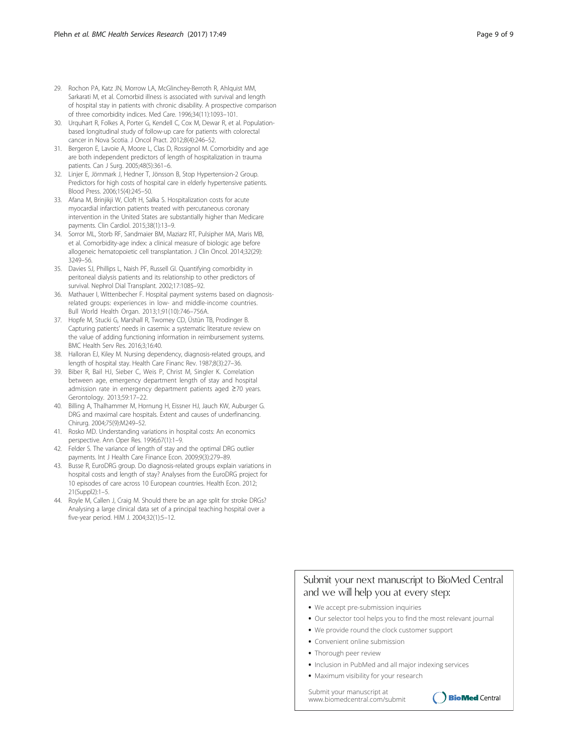29. Rochon PA, Katz JN, Morrow LA, McGlinchey-Berroth R, Ahlquist MM, Sarkarati M, et al. Comorbid illness is associated with survival and length of hospital stay in patients with chronic disability. A prospective comparison of three comorbidity indices. Med Care. 1996;34(11):1093–101.
30. Urquhart R, Folkes A, Porter G, Kendell C, Cox M, Dewar R, et al. Population-based longitudinal study of follow-up care for patients with colorectal cancer in Nova Scotia. J Oncol Pract. 2012;8(4):246–52.
31. Bergeron E, Lavoie A, Moore L, Clas D, Rossignol M. Comorbidity and age are both independent predictors of length of hospitalization in trauma patients. Can J Surg. 2005;48(5):361–6.
32. Linjer E, Jörnmark J, Hedner T, Jönsson B, Stop Hypertension-2 Group. Predictors for high costs of hospital care in elderly hypertensive patients. Blood Press. 2006;15(4):245–50.
33. Afana M, Brinjikji W, Cloft H, Salka S. Hospitalization costs for acute myocardial infarction patients treated with percutaneous coronary intervention in the United States are substantially higher than Medicare payments. Clin Cardiol. 2015;38(1):13–9.
34. Sorror ML, Storb RF, Sandmaier BM, Maziarz RT, Pulsipher MA, Maris MB, et al. Comorbidity-age index: a clinical measure of biologic age before allogeneic hematopoietic cell transplantation. J Clin Oncol. 2014;32(29): 3249–56.
35. Davies SJ, Phillips L, Naish PF, Russell GI. Quantifying comorbidity in peritoneal dialysis patients and its relationship to other predictors of survival. Nephrol Dial Transplant. 2002;17:1085–92.
36. Mathauer I, Wittenbecher F. Hospital payment systems based on diagnosis-related groups: experiences in low- and middle-income countries. Bull World Health Organ. 2013;1;91(10):746–756A.
37. Hopfe M, Stucki G, Marshall R, Twomey CD, Üstün TB, Prodinger B. Capturing patients' needs in casemix: a systematic literature review on the value of adding functioning information in reimbursement systems. BMC Health Serv Res. 2016;3;16:40.
38. Halloran EJ, Kiley M. Nursing dependency, diagnosis-related groups, and length of hospital stay. Health Care Financ Rev. 1987;8(3):27–36.
39. Biber R, Bail HJ, Sieber C, Weis P, Christ M, Singler K. Correlation between age, emergency department length of stay and hospital admission rate in emergency department patients aged ≥70 years. Gerontology. 2013;59:17–22.
40. Billing A, Thalhammer M, Hornung H, Eissner HJ, Jauch KW, Auburger G. DRG and maximal care hospitals. Extent and causes of underfinancing. Chirurg. 2004;75(9):M249–52.
41. Rosko MD. Understanding variations in hospital costs: An economics perspective. Ann Oper Res. 1996;67(1):1–9.
42. Felder S. The variance of length of stay and the optimal DRG outlier payments. Int J Health Care Finance Econ. 2009;9(3):279–89.
43. Busse R, EuroDRG group. Do diagnosis-related groups explain variations in hospital costs and length of stay? Analyses from the EuroDRG project for 10 episodes of care across 10 European countries. Health Econ. 2012; 21(Suppl2):1–5.
44. Royle M, Callen J, Craig M. Should there be an age split for stroke DRGs? Analysing a large clinical data set of a principal teaching hospital over a five-year period. HIM J. 2004;32(1):5–12.

Submit your next manuscript to BioMed Central and we will help you at every step:

- We accept pre-submission inquiries
- Our selector tool helps you to find the most relevant journal
- We provide round the clock customer support
- Convenient online submission
- Thorough peer review
- Inclusion in PubMed and all major indexing services
- Maximum visibility for your research

Submit your manuscript at www.biomedcentral.com/submit

BioMed Central